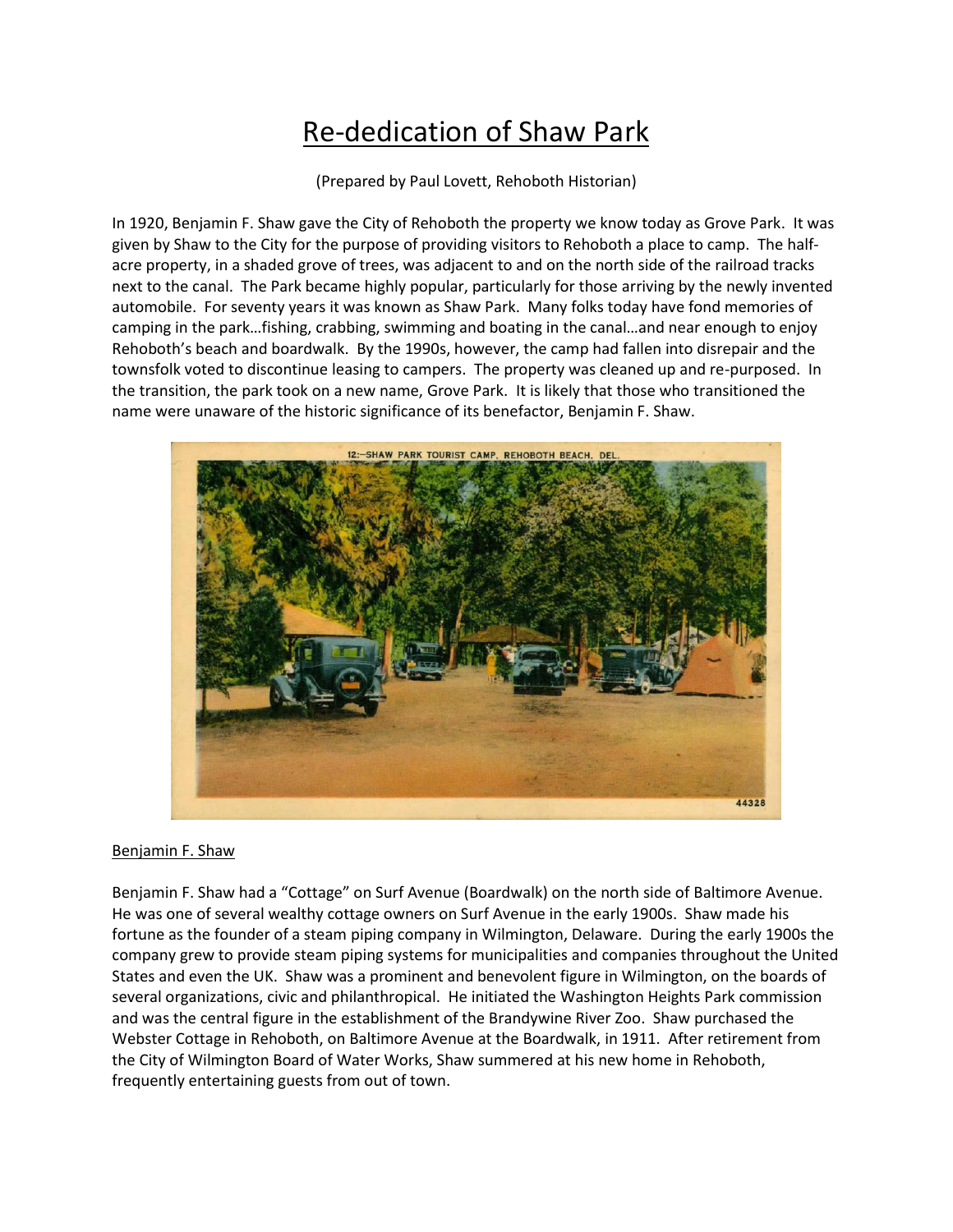# Re-dedication of Shaw Park

(Prepared by Paul Lovett, Rehoboth Historian)

In 1920, Benjamin F. Shaw gave the City of Rehoboth the property we know today as Grove Park. It was given by Shaw to the City for the purpose of providing visitors to Rehoboth a place to camp. The half-acre property, in a shaded grove of trees, was adjacent to and on the north side of the railroad tracks next to the canal. The Park became highly popular, particularly for those arriving by the newly invented automobile. For seventy years it was known as Shaw Park. Many folks today have fond memories of camping in the park…fishing, crabbing, swimming and boating in the canal…and near enough to enjoy Rehoboth's beach and boardwalk. By the 1990s, however, the camp had fallen into disrepair and the townsfolk voted to discontinue leasing to campers. The property was cleaned up and re-purposed. In the transition, the park took on a new name, Grove Park. It is likely that those who transitioned the name were unaware of the historic significance of its benefactor, Benjamin F. Shaw.

12:—SHAW PARK TOURIST CAMP, REHOBOTH BEACH, DEL.

44328

## Benjamin F. Shaw

Benjamin F. Shaw had a "Cottage" on Surf Avenue (Boardwalk) on the north side of Baltimore Avenue. He was one of several wealthy cottage owners on Surf Avenue in the early 1900s. Shaw made his fortune as the founder of a steam piping company in Wilmington, Delaware. During the early 1900s the company grew to provide steam piping systems for municipalities and companies throughout the United States and even the UK. Shaw was a prominent and benevolent figure in Wilmington, on the boards of several organizations, civic and philanthropical. He initiated the Washington Heights Park commission and was the central figure in the establishment of the Brandywine River Zoo. Shaw purchased the Webster Cottage in Rehoboth, on Baltimore Avenue at the Boardwalk, in 1911. After retirement from the City of Wilmington Board of Water Works, Shaw summered at his new home in Rehoboth, frequently entertaining guests from out of town.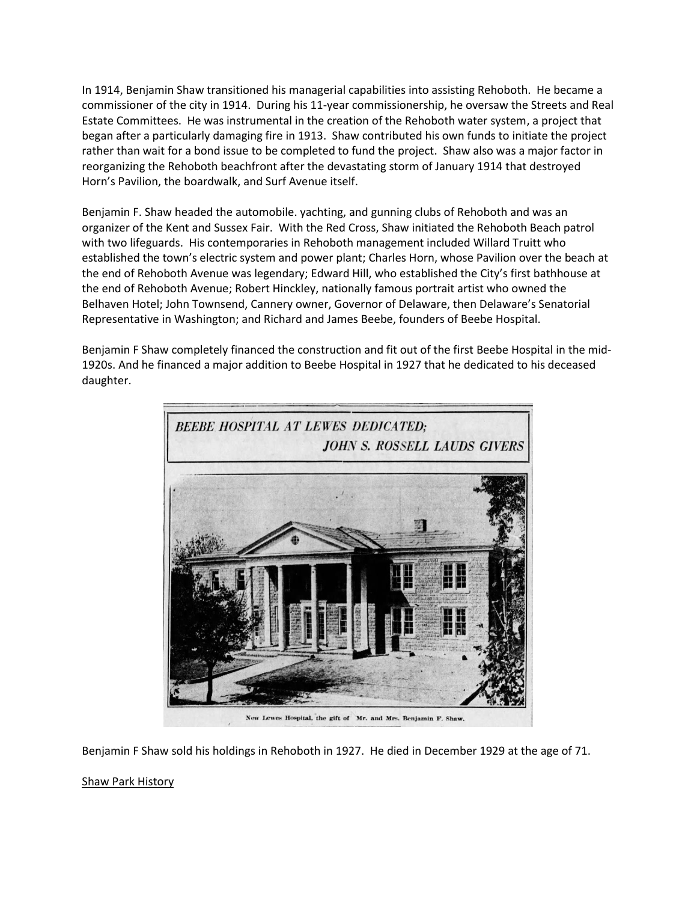In 1914, Benjamin Shaw transitioned his managerial capabilities into assisting Rehoboth. He became a commissioner of the city in 1914. During his 11-year commissionership, he oversaw the Streets and Real Estate Committees. He was instrumental in the creation of the Rehoboth water system, a project that began after a particularly damaging fire in 1913. Shaw contributed his own funds to initiate the project rather than wait for a bond issue to be completed to fund the project. Shaw also was a major factor in reorganizing the Rehoboth beachfront after the devastating storm of January 1914 that destroyed Horn's Pavilion, the boardwalk, and Surf Avenue itself.

Benjamin F. Shaw headed the automobile. yachting, and gunning clubs of Rehoboth and was an organizer of the Kent and Sussex Fair. With the Red Cross, Shaw initiated the Rehoboth Beach patrol with two lifeguards. His contemporaries in Rehoboth management included Willard Truitt who established the town's electric system and power plant; Charles Horn, whose Pavilion over the beach at the end of Rehoboth Avenue was legendary; Edward Hill, who established the City's first bathhouse at the end of Rehoboth Avenue; Robert Hinckley, nationally famous portrait artist who owned the Belhaven Hotel; John Townsend, Cannery owner, Governor of Delaware, then Delaware's Senatorial Representative in Washington; and Richard and James Beebe, founders of Beebe Hospital.

Benjamin F Shaw completely financed the construction and fit out of the first Beebe Hospital in the mid-1920s. And he financed a major addition to Beebe Hospital in 1927 that he dedicated to his deceased daughter.

*BEEBE HOSPITAL AT LEWES DEDICATED; JOHN S. ROSSELL LAUDS GIVERS*

New Lewes Hospital, the gift of Mr. and Mrs. Benjamin F. Shaw.

Benjamin F Shaw sold his holdings in Rehoboth in 1927. He died in December 1929 at the age of 71.

Shaw Park History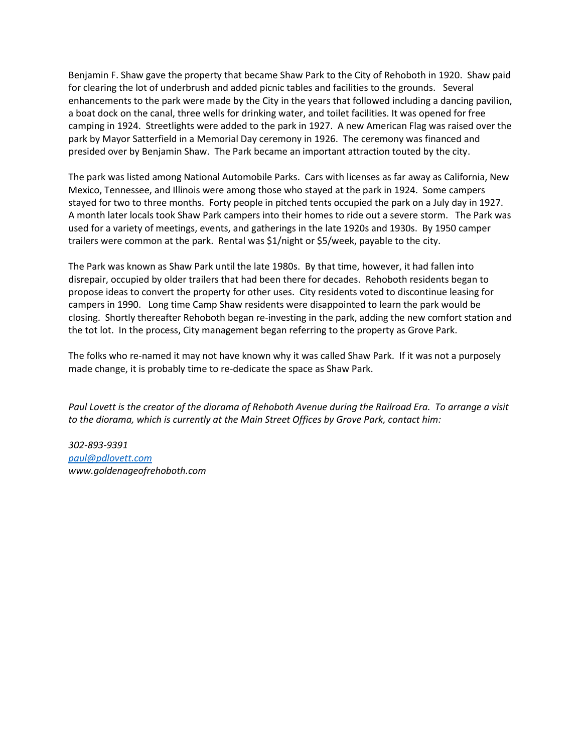Benjamin F. Shaw gave the property that became Shaw Park to the City of Rehoboth in 1920. Shaw paid for clearing the lot of underbrush and added picnic tables and facilities to the grounds. Several enhancements to the park were made by the City in the years that followed including a dancing pavilion, a boat dock on the canal, three wells for drinking water, and toilet facilities. It was opened for free camping in 1924. Streetlights were added to the park in 1927. A new American Flag was raised over the park by Mayor Satterfield in a Memorial Day ceremony in 1926. The ceremony was financed and presided over by Benjamin Shaw. The Park became an important attraction touted by the city.

The park was listed among National Automobile Parks. Cars with licenses as far away as California, New Mexico, Tennessee, and Illinois were among those who stayed at the park in 1924. Some campers stayed for two to three months. Forty people in pitched tents occupied the park on a July day in 1927. A month later locals took Shaw Park campers into their homes to ride out a severe storm. The Park was used for a variety of meetings, events, and gatherings in the late 1920s and 1930s. By 1950 camper trailers were common at the park. Rental was $1/night or $5/week, payable to the city.

The Park was known as Shaw Park until the late 1980s. By that time, however, it had fallen into disrepair, occupied by older trailers that had been there for decades. Rehoboth residents began to propose ideas to convert the property for other uses. City residents voted to discontinue leasing for campers in 1990. Long time Camp Shaw residents were disappointed to learn the park would be closing. Shortly thereafter Rehoboth began re-investing in the park, adding the new comfort station and the tot lot. In the process, City management began referring to the property as Grove Park.

The folks who re-named it may not have known why it was called Shaw Park. If it was not a purposely made change, it is probably time to re-dedicate the space as Shaw Park.

*Paul Lovett is the creator of the diorama of Rehoboth Avenue during the Railroad Era. To arrange a visit to the diorama, which is currently at the Main Street Offices by Grove Park, contact him:*

*302-893-9391*
*[paul@pdlovett.com](mailto:paul@pdlovett.com)*
*www.goldenageofrehoboth.com*